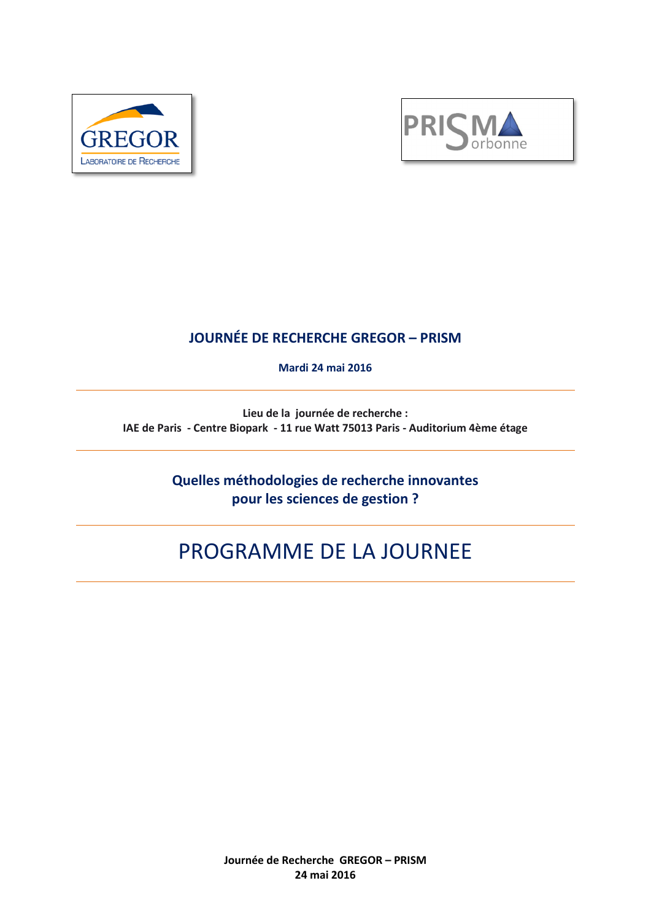**JOURNÉE DE RECHERCHE GREGOR – PRISM**

**Mardi 24 mai 2016**

---

**Lieu de la journée de recherche :**
**IAE de Paris - Centre Biopark - 11 rue Watt 75013 Paris - Auditorium 4ème étage**

---

**Quelles méthodologies de recherche innovantes pour les sciences de gestion ?**

---

# PROGRAMME DE LA JOURNEE

---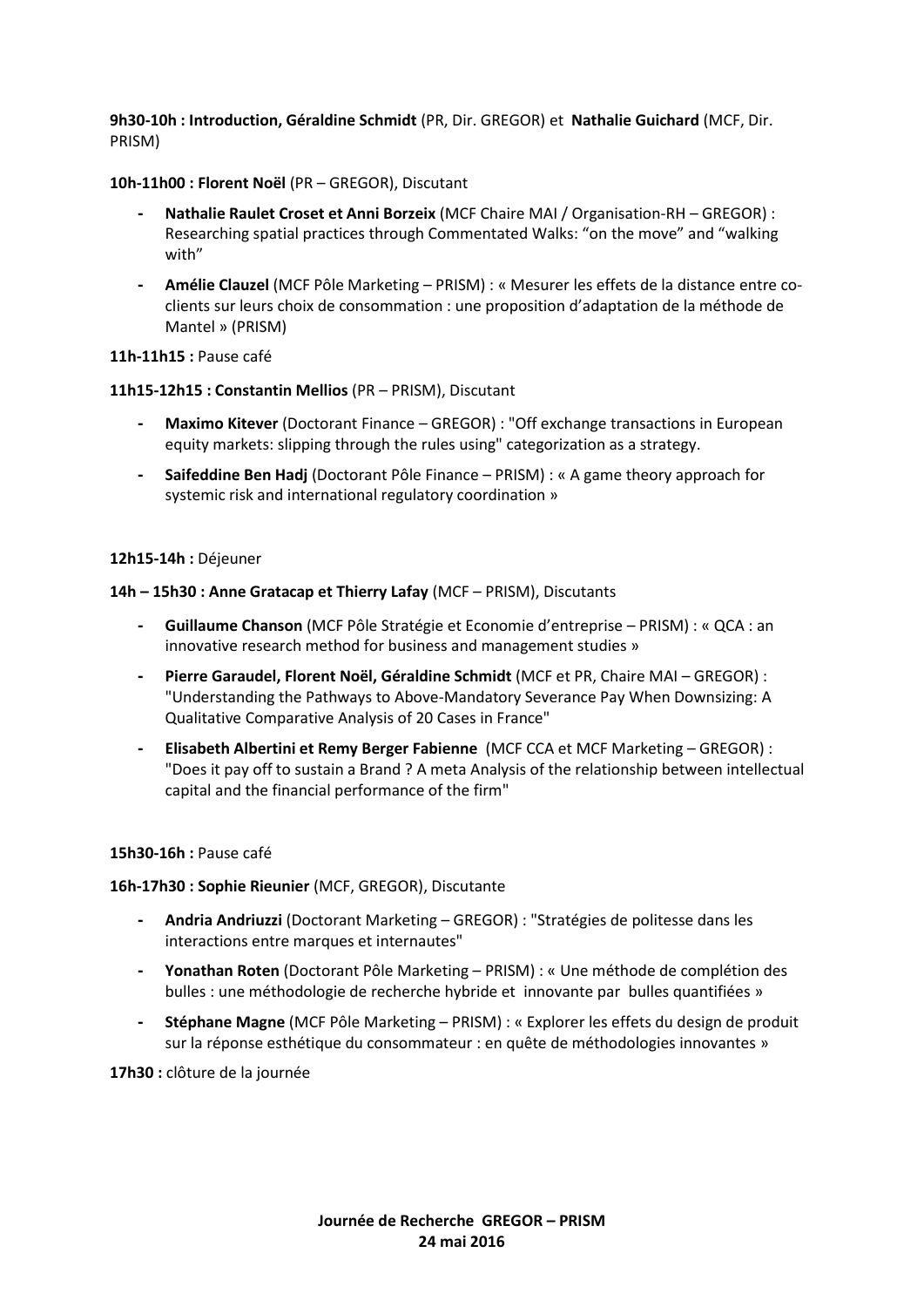**9h30-10h : Introduction, Géraldine Schmidt** (PR, Dir. GREGOR) et **Nathalie Guichard** (MCF, Dir. PRISM)

**10h-11h00 : Florent Noël** (PR – GREGOR), Discutant

- **Nathalie Raulet Croset et Anni Borzeix** (MCF Chaire MAI / Organisation-RH – GREGOR) : Researching spatial practices through Commentated Walks: "on the move" and "walking with"
- **Amélie Clauzel** (MCF Pôle Marketing – PRISM) : « Mesurer les effets de la distance entre co-clients sur leurs choix de consommation : une proposition d'adaptation de la méthode de Mantel » (PRISM)

**11h-11h15 :** Pause café

**11h15-12h15 : Constantin Mellios** (PR – PRISM), Discutant

- **Maximo Kitever** (Doctorant Finance – GREGOR) : "Off exchange transactions in European equity markets: slipping through the rules using" categorization as a strategy.
- **Saifeddine Ben Hadj** (Doctorant Pôle Finance – PRISM) : « A game theory approach for systemic risk and international regulatory coordination »

**12h15-14h :** Déjeuner

**14h – 15h30 : Anne Gratacap et Thierry Lafay** (MCF – PRISM), Discutants

- **Guillaume Chanson** (MCF Pôle Stratégie et Economie d'entreprise – PRISM) : « QCA : an innovative research method for business and management studies »
- **Pierre Garaudel, Florent Noël, Géraldine Schmidt** (MCF et PR, Chaire MAI – GREGOR) : "Understanding the Pathways to Above-Mandatory Severance Pay When Downsizing: A Qualitative Comparative Analysis of 20 Cases in France"
- **Elisabeth Albertini et Remy Berger Fabienne** (MCF CCA et MCF Marketing – GREGOR) : "Does it pay off to sustain a Brand ? A meta Analysis of the relationship between intellectual capital and the financial performance of the firm"

**15h30-16h :** Pause café

**16h-17h30 : Sophie Rieunier** (MCF, GREGOR), Discutante

- **Andria Andriuzzi** (Doctorant Marketing – GREGOR) : "Stratégies de politesse dans les interactions entre marques et internautes"
- **Yonathan Roten** (Doctorant Pôle Marketing – PRISM) : « Une méthode de complétion des bulles : une méthodologie de recherche hybride et innovante par bulles quantifiées »
- **Stéphane Magne** (MCF Pôle Marketing – PRISM) : « Explorer les effets du design de produit sur la réponse esthétique du consommateur : en quête de méthodologies innovantes »

**17h30 :** clôture de la journée

**Journée de Recherche GREGOR – PRISM**
**24 mai 2016**